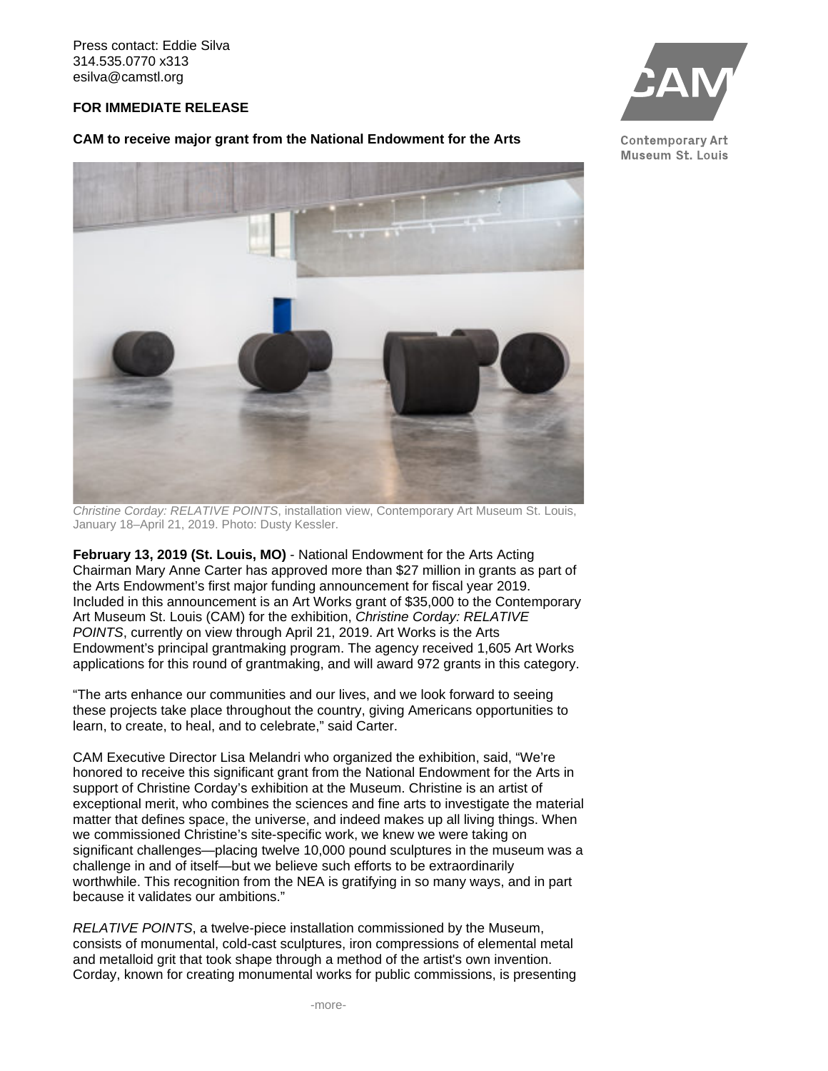Press contact: Eddie Silva
314.535.0770 x313
esilva@camstl.org

Contemporary Art Museum St. Louis

**FOR IMMEDIATE RELEASE**

**CAM to receive major grant from the National Endowment for the Arts**

*Christine Corday: RELATIVE POINTS*, installation view, Contemporary Art Museum St. Louis, January 18–April 21, 2019. Photo: Dusty Kessler.

**February 13, 2019 (St. Louis, MO)** - National Endowment for the Arts Acting Chairman Mary Anne Carter has approved more than $27 million in grants as part of the Arts Endowment's first major funding announcement for fiscal year 2019. Included in this announcement is an Art Works grant of $35,000 to the Contemporary Art Museum St. Louis (CAM) for the exhibition, *Christine Corday: RELATIVE POINTS*, currently on view through April 21, 2019. Art Works is the Arts Endowment's principal grantmaking program. The agency received 1,605 Art Works applications for this round of grantmaking, and will award 972 grants in this category.

"The arts enhance our communities and our lives, and we look forward to seeing these projects take place throughout the country, giving Americans opportunities to learn, to create, to heal, and to celebrate," said Carter.

CAM Executive Director Lisa Melandri who organized the exhibition, said, "We're honored to receive this significant grant from the National Endowment for the Arts in support of Christine Corday's exhibition at the Museum. Christine is an artist of exceptional merit, who combines the sciences and fine arts to investigate the material matter that defines space, the universe, and indeed makes up all living things. When we commissioned Christine's site-specific work, we knew we were taking on significant challenges—placing twelve 10,000 pound sculptures in the museum was a challenge in and of itself—but we believe such efforts to be extraordinarily worthwhile. This recognition from the NEA is gratifying in so many ways, and in part because it validates our ambitions."

*RELATIVE POINTS*, a twelve-piece installation commissioned by the Museum, consists of monumental, cold-cast sculptures, iron compressions of elemental metal and metalloid grit that took shape through a method of the artist's own invention. Corday, known for creating monumental works for public commissions, is presenting

-more-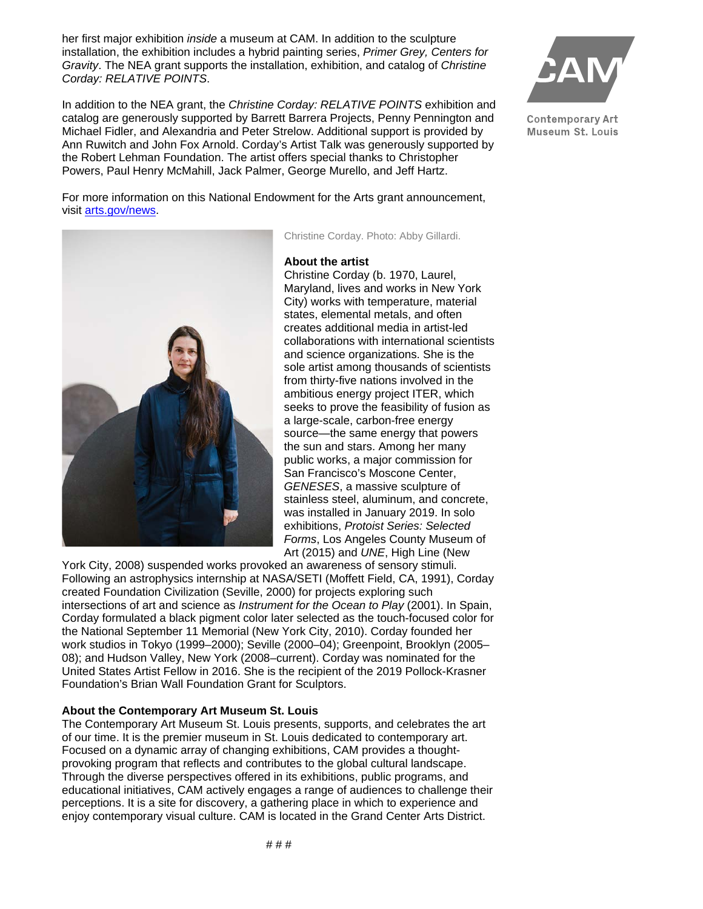her first major exhibition *inside* a museum at CAM. In addition to the sculpture installation, the exhibition includes a hybrid painting series, *Primer Grey, Centers for Gravity*. The NEA grant supports the installation, exhibition, and catalog of *Christine Corday: RELATIVE POINTS*.

In addition to the NEA grant, the *Christine Corday: RELATIVE POINTS* exhibition and catalog are generously supported by Barrett Barrera Projects, Penny Pennington and Michael Fidler, and Alexandria and Peter Strelow. Additional support is provided by Ann Ruwitch and John Fox Arnold. Corday's Artist Talk was generously supported by the Robert Lehman Foundation. The artist offers special thanks to Christopher Powers, Paul Henry McMahill, Jack Palmer, George Murello, and Jeff Hartz.

For more information on this National Endowment for the Arts grant announcement, visit [arts.gov/news](arts.gov/news).

Christine Corday. Photo: Abby Gillardi.

**About the artist**

Christine Corday (b. 1970, Laurel, Maryland, lives and works in New York City) works with temperature, material states, elemental metals, and often creates additional media in artist-led collaborations with international scientists and science organizations. She is the sole artist among thousands of scientists from thirty-five nations involved in the ambitious energy project ITER, which seeks to prove the feasibility of fusion as a large-scale, carbon-free energy source—the same energy that powers the sun and stars. Among her many public works, a major commission for San Francisco's Moscone Center, *GENESES*, a massive sculpture of stainless steel, aluminum, and concrete, was installed in January 2019. In solo exhibitions, *Protoist Series: Selected Forms*, Los Angeles County Museum of Art (2015) and *UNE*, High Line (New York City, 2008) suspended works provoked an awareness of sensory stimuli. Following an astrophysics internship at NASA/SETI (Moffett Field, CA, 1991), Corday created Foundation Civilization (Seville, 2000) for projects exploring such intersections of art and science as *Instrument for the Ocean to Play* (2001). In Spain, Corday formulated a black pigment color later selected as the touch-focused color for the National September 11 Memorial (New York City, 2010). Corday founded her work studios in Tokyo (1999–2000); Seville (2000–04); Greenpoint, Brooklyn (2005–08); and Hudson Valley, New York (2008–current). Corday was nominated for the United States Artist Fellow in 2016. She is the recipient of the 2019 Pollock-Krasner Foundation's Brian Wall Foundation Grant for Sculptors.

**About the Contemporary Art Museum St. Louis**

The Contemporary Art Museum St. Louis presents, supports, and celebrates the art of our time. It is the premier museum in St. Louis dedicated to contemporary art. Focused on a dynamic array of changing exhibitions, CAM provides a thought-provoking program that reflects and contributes to the global cultural landscape. Through the diverse perspectives offered in its exhibitions, public programs, and educational initiatives, CAM actively engages a range of audiences to challenge their perceptions. It is a site for discovery, a gathering place in which to experience and enjoy contemporary visual culture. CAM is located in the Grand Center Arts District.

# # #